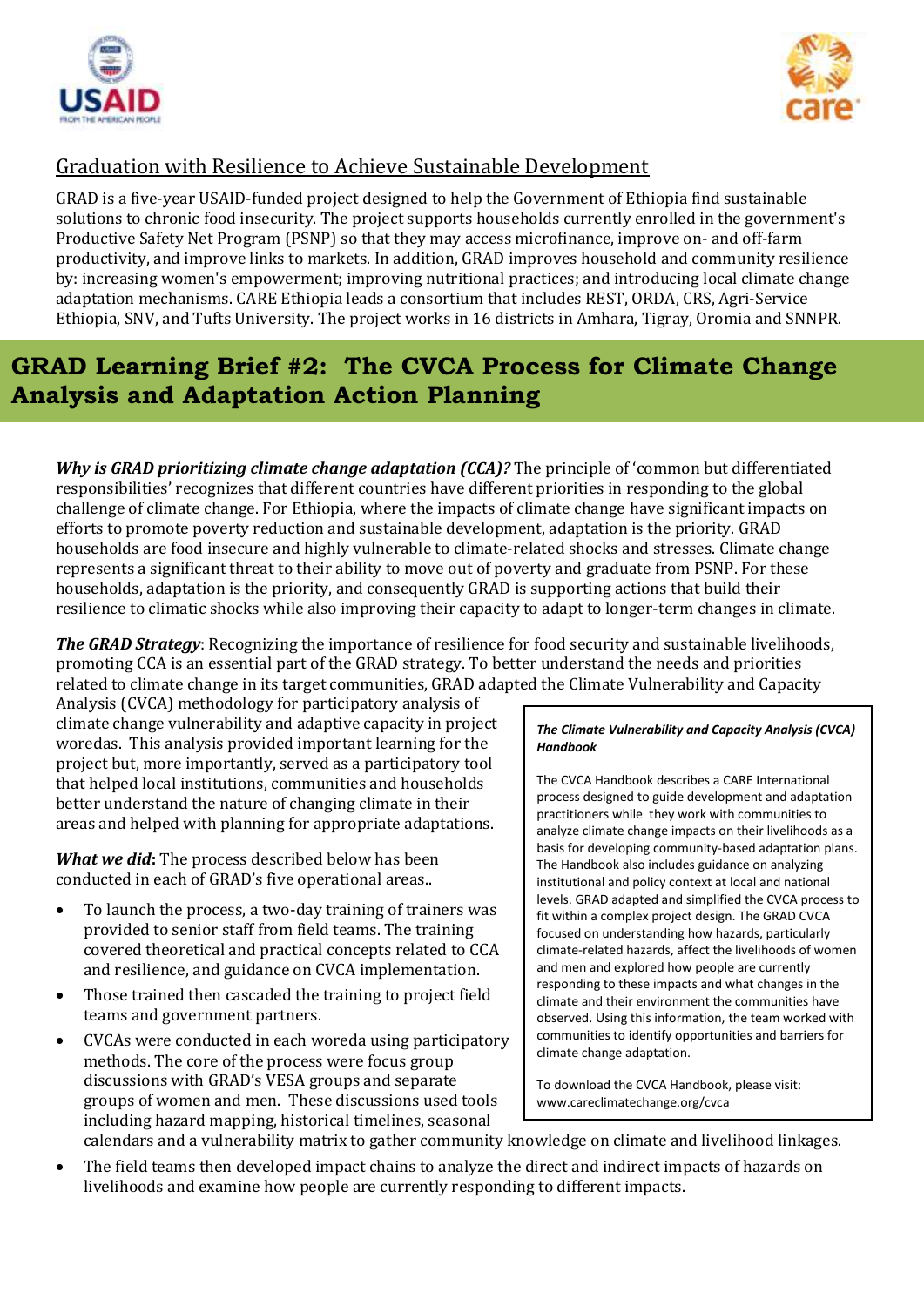## Graduation with Resilience to Achieve Sustainable Development

GRAD is a five-year USAID-funded project designed to help the Government of Ethiopia find sustainable solutions to chronic food insecurity. The project supports households currently enrolled in the government's Productive Safety Net Program (PSNP) so that they may access microfinance, improve on- and off-farm productivity, and improve links to markets. In addition, GRAD improves household and community resilience by: increasing women's empowerment; improving nutritional practices; and introducing local climate change adaptation mechanisms. CARE Ethiopia leads a consortium that includes REST, ORDA, CRS, Agri-Service Ethiopia, SNV, and Tufts University. The project works in 16 districts in Amhara, Tigray, Oromia and SNNPR.

# GRAD Learning Brief #2: The CVCA Process for Climate Change Analysis and Adaptation Action Planning

***Why is GRAD prioritizing climate change adaptation (CCA)?*** The principle of 'common but differentiated responsibilities' recognizes that different countries have different priorities in responding to the global challenge of climate change. For Ethiopia, where the impacts of climate change have significant impacts on efforts to promote poverty reduction and sustainable development, adaptation is the priority. GRAD households are food insecure and highly vulnerable to climate-related shocks and stresses. Climate change represents a significant threat to their ability to move out of poverty and graduate from PSNP. For these households, adaptation is the priority, and consequently GRAD is supporting actions that build their resilience to climatic shocks while also improving their capacity to adapt to longer-term changes in climate.

***The GRAD Strategy***: Recognizing the importance of resilience for food security and sustainable livelihoods, promoting CCA is an essential part of the GRAD strategy. To better understand the needs and priorities related to climate change in its target communities, GRAD adapted the Climate Vulnerability and Capacity Analysis (CVCA) methodology for participatory analysis of climate change vulnerability and adaptive capacity in project woredas. This analysis provided important learning for the project but, more importantly, served as a participatory tool that helped local institutions, communities and households better understand the nature of changing climate in their areas and helped with planning for appropriate adaptations.

> ***The Climate Vulnerability and Capacity Analysis (CVCA) Handbook***
>
> The CVCA Handbook describes a CARE International process designed to guide development and adaptation practitioners while they work with communities to analyze climate change impacts on their livelihoods as a basis for developing community-based adaptation plans. The Handbook also includes guidance on analyzing institutional and policy context at local and national levels. GRAD adapted and simplified the CVCA process to fit within a complex project design. The GRAD CVCA focused on understanding how hazards, particularly climate-related hazards, affect the livelihoods of women and men and explored how people are currently responding to these impacts and what changes in the climate and their environment the communities have observed. Using this information, the team worked with communities to identify opportunities and barriers for climate change adaptation.
>
> To download the CVCA Handbook, please visit: www.careclimatechange.org/cvca

***What we did*:** The process described below has been conducted in each of GRAD's five operational areas..

- To launch the process, a two-day training of trainers was provided to senior staff from field teams. The training covered theoretical and practical concepts related to CCA and resilience, and guidance on CVCA implementation.
- Those trained then cascaded the training to project field teams and government partners.
- CVCAs were conducted in each woreda using participatory methods. The core of the process were focus group discussions with GRAD's VESA groups and separate groups of women and men. These discussions used tools including hazard mapping, historical timelines, seasonal calendars and a vulnerability matrix to gather community knowledge on climate and livelihood linkages.
- The field teams then developed impact chains to analyze the direct and indirect impacts of hazards on livelihoods and examine how people are currently responding to different impacts.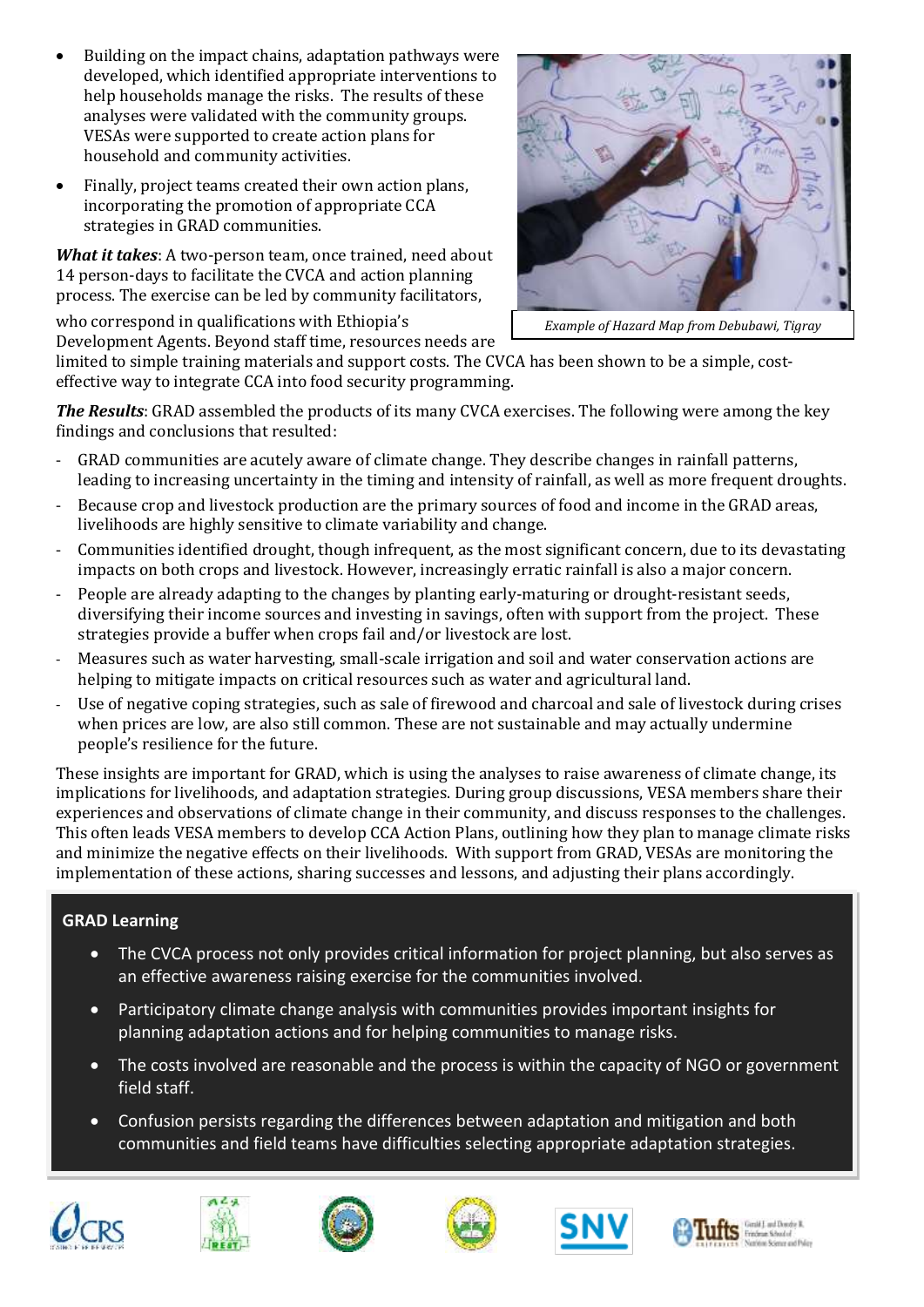- Building on the impact chains, adaptation pathways were developed, which identified appropriate interventions to help households manage the risks. The results of these analyses were validated with the community groups. VESAs were supported to create action plans for household and community activities.
- Finally, project teams created their own action plans, incorporating the promotion of appropriate CCA strategies in GRAD communities.

***What it takes***: A two-person team, once trained, need about 14 person-days to facilitate the CVCA and action planning process. The exercise can be led by community facilitators, who correspond in qualifications with Ethiopia's Development Agents. Beyond staff time, resources needs are limited to simple training materials and support costs. The CVCA has been shown to be a simple, cost-effective way to integrate CCA into food security programming.

*Example of Hazard Map from Debubawi, Tigray*

***The Results***: GRAD assembled the products of its many CVCA exercises. The following were among the key findings and conclusions that resulted:

- GRAD communities are acutely aware of climate change. They describe changes in rainfall patterns, leading to increasing uncertainty in the timing and intensity of rainfall, as well as more frequent droughts.
- Because crop and livestock production are the primary sources of food and income in the GRAD areas, livelihoods are highly sensitive to climate variability and change.
- Communities identified drought, though infrequent, as the most significant concern, due to its devastating impacts on both crops and livestock. However, increasingly erratic rainfall is also a major concern.
- People are already adapting to the changes by planting early-maturing or drought-resistant seeds, diversifying their income sources and investing in savings, often with support from the project. These strategies provide a buffer when crops fail and/or livestock are lost.
- Measures such as water harvesting, small-scale irrigation and soil and water conservation actions are helping to mitigate impacts on critical resources such as water and agricultural land.
- Use of negative coping strategies, such as sale of firewood and charcoal and sale of livestock during crises when prices are low, are also still common. These are not sustainable and may actually undermine people's resilience for the future.

These insights are important for GRAD, which is using the analyses to raise awareness of climate change, its implications for livelihoods, and adaptation strategies. During group discussions, VESA members share their experiences and observations of climate change in their community, and discuss responses to the challenges. This often leads VESA members to develop CCA Action Plans, outlining how they plan to manage climate risks and minimize the negative effects on their livelihoods. With support from GRAD, VESAs are monitoring the implementation of these actions, sharing successes and lessons, and adjusting their plans accordingly.

**GRAD Learning**

- The CVCA process not only provides critical information for project planning, but also serves as an effective awareness raising exercise for the communities involved.
- Participatory climate change analysis with communities provides important insights for planning adaptation actions and for helping communities to manage risks.
- The costs involved are reasonable and the process is within the capacity of NGO or government field staff.
- Confusion persists regarding the differences between adaptation and mitigation and both communities and field teams have difficulties selecting appropriate adaptation strategies.